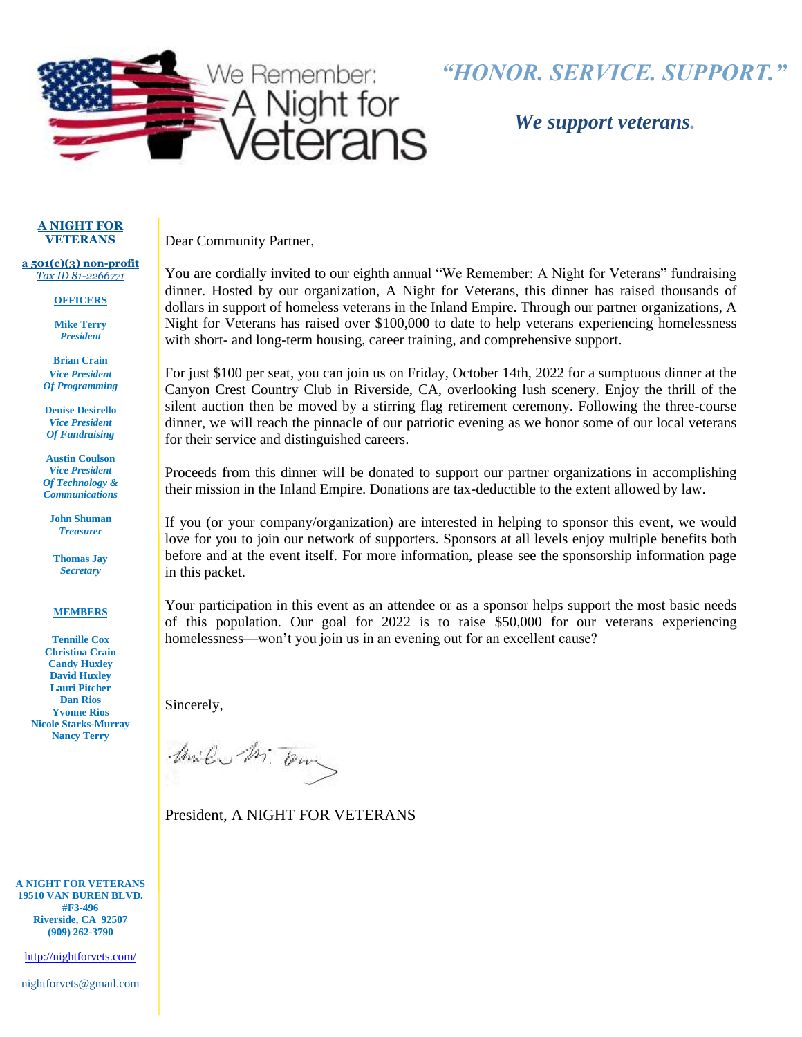We Remember: A Night for Veterans

*"HONOR. SERVICE. SUPPORT."*

***We support veterans.***

**A NIGHT FOR VETERANS**

**a 501(c)(3) non-profit**
*Tax ID 81-2266771*

**OFFICERS**

**Mike Terry**
***President***

**Brian Crain**
***Vice President Of Programming***

**Denise Desirello**
***Vice President Of Fundraising***

**Austin Coulson**
***Vice President Of Technology & Communications***

**John Shuman**
***Treasurer***

**Thomas Jay**
***Secretary***

**MEMBERS**

**Tennille Cox**
**Christina Crain**
**Candy Huxley**
**David Huxley**
**Lauri Pitcher**
**Dan Rios**
**Yvonne Rios**
**Nicole Starks-Murray**
**Nancy Terry**

**A NIGHT FOR VETERANS**
**19510 VAN BUREN BLVD. #F3-496**
**Riverside, CA 92507**
**(909) 262-3790**

http://nightforvets.com/

nightforvets@gmail.com

Dear Community Partner,

You are cordially invited to our eighth annual "We Remember: A Night for Veterans" fundraising dinner. Hosted by our organization, A Night for Veterans, this dinner has raised thousands of dollars in support of homeless veterans in the Inland Empire. Through our partner organizations, A Night for Veterans has raised over $100,000 to date to help veterans experiencing homelessness with short- and long-term housing, career training, and comprehensive support.

For just $100 per seat, you can join us on Friday, October 14th, 2022 for a sumptuous dinner at the Canyon Crest Country Club in Riverside, CA, overlooking lush scenery. Enjoy the thrill of the silent auction then be moved by a stirring flag retirement ceremony. Following the three-course dinner, we will reach the pinnacle of our patriotic evening as we honor some of our local veterans for their service and distinguished careers.

Proceeds from this dinner will be donated to support our partner organizations in accomplishing their mission in the Inland Empire. Donations are tax-deductible to the extent allowed by law.

If you (or your company/organization) are interested in helping to sponsor this event, we would love for you to join our network of supporters. Sponsors at all levels enjoy multiple benefits both before and at the event itself. For more information, please see the sponsorship information page in this packet.

Your participation in this event as an attendee or as a sponsor helps support the most basic needs of this population. Our goal for 2022 is to raise $50,000 for our veterans experiencing homelessness—won't you join us in an evening out for an excellent cause?

Sincerely,

President, A NIGHT FOR VETERANS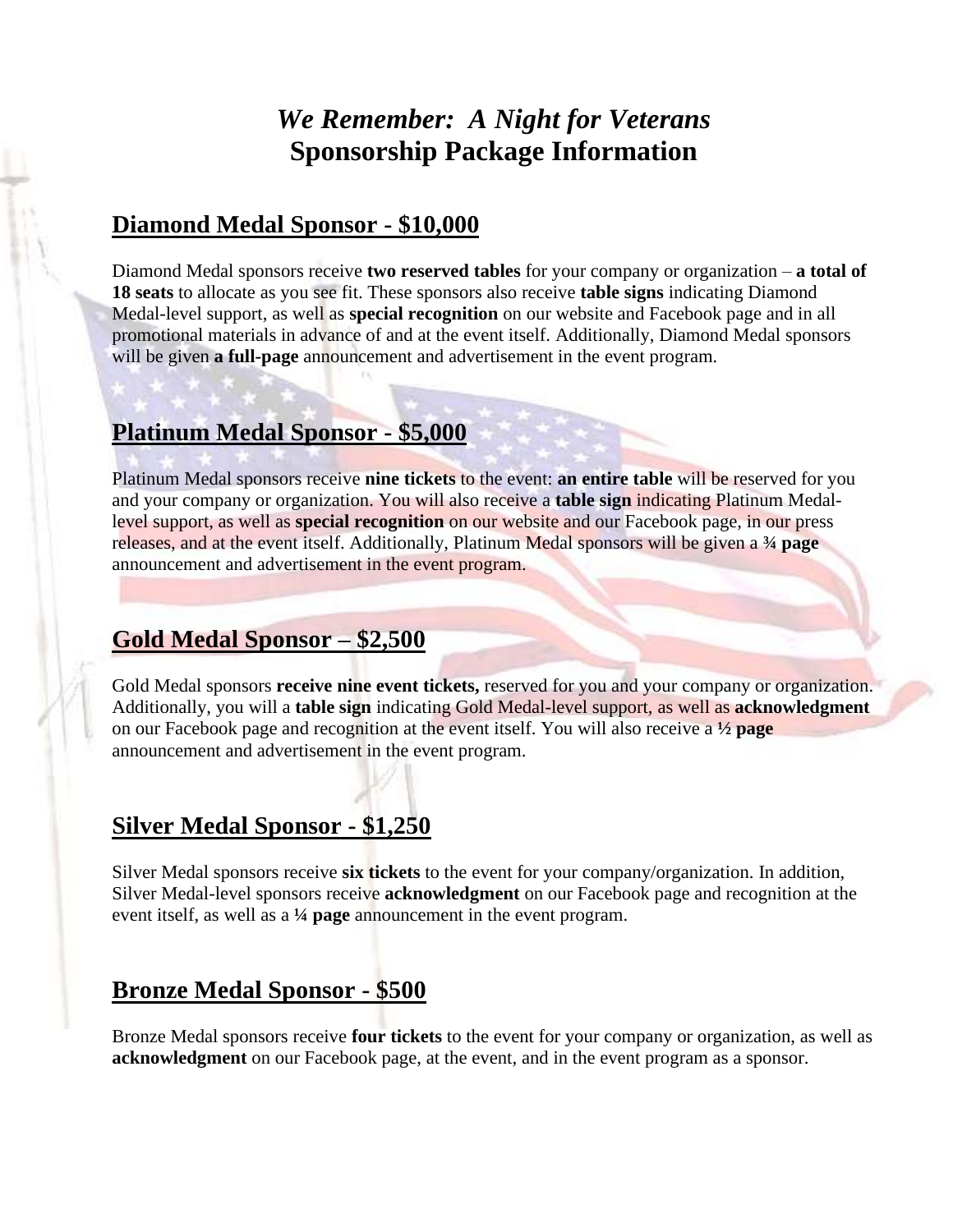# *We Remember: A Night for Veterans*
# Sponsorship Package Information

## Diamond Medal Sponsor - $10,000

Diamond Medal sponsors receive **two reserved tables** for your company or organization – **a total of 18 seats** to allocate as you see fit. These sponsors also receive **table signs** indicating Diamond Medal-level support, as well as **special recognition** on our website and Facebook page and in all promotional materials in advance of and at the event itself. Additionally, Diamond Medal sponsors will be given **a full-page** announcement and advertisement in the event program.

## Platinum Medal Sponsor - $5,000

Platinum Medal sponsors receive **nine tickets** to the event: **an entire table** will be reserved for you and your company or organization. You will also receive a **table sign** indicating Platinum Medal-level support, as well as **special recognition** on our website and our Facebook page, in our press releases, and at the event itself. Additionally, Platinum Medal sponsors will be given a **¾ page** announcement and advertisement in the event program.

## Gold Medal Sponsor – $2,500

Gold Medal sponsors **receive nine event tickets,** reserved for you and your company or organization. Additionally, you will a **table sign** indicating Gold Medal-level support, as well as **acknowledgment** on our Facebook page and recognition at the event itself. You will also receive a **½ page** announcement and advertisement in the event program.

## Silver Medal Sponsor - $1,250

Silver Medal sponsors receive **six tickets** to the event for your company/organization. In addition, Silver Medal-level sponsors receive **acknowledgment** on our Facebook page and recognition at the event itself, as well as a **¼ page** announcement in the event program.

## Bronze Medal Sponsor - $500

Bronze Medal sponsors receive **four tickets** to the event for your company or organization, as well as **acknowledgment** on our Facebook page, at the event, and in the event program as a sponsor.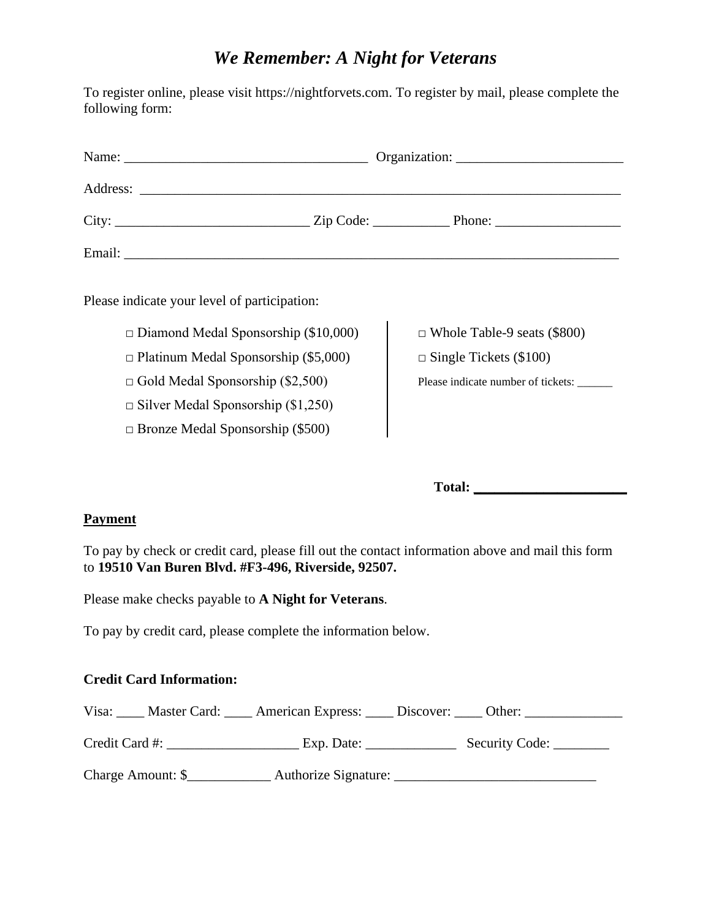# *We Remember: A Night for Veterans*

To register online, please visit https://nightforvets.com. To register by mail, please complete the following form:

Name: ___________________________________ Organization: ________________________

Address: _______________________________________________________________________

City: ____________________________ Zip Code: ___________ Phone: __________________

Email: __________________________________________________________________________

Please indicate your level of participation:

- □ Diamond Medal Sponsorship ($10,000)
- □ Platinum Medal Sponsorship ($5,000)
- □ Gold Medal Sponsorship ($2,500)
- □ Silver Medal Sponsorship ($1,250)
- □ Bronze Medal Sponsorship ($500)

- □ Whole Table-9 seats ($800)
- □ Single Tickets ($100)

Please indicate number of tickets: ______

**Total:** ______________________

**Payment**

To pay by check or credit card, please fill out the contact information above and mail this form to **19510 Van Buren Blvd. #F3-496, Riverside, 92507.**

Please make checks payable to **A Night for Veterans**.

To pay by credit card, please complete the information below.

**Credit Card Information:**

Visa: ____ Master Card: ____ American Express: ____ Discover: ____ Other: ______________

Credit Card #: ___________________ Exp. Date: _____________ Security Code: ________

Charge Amount: $____________ Authorize Signature: _____________________________